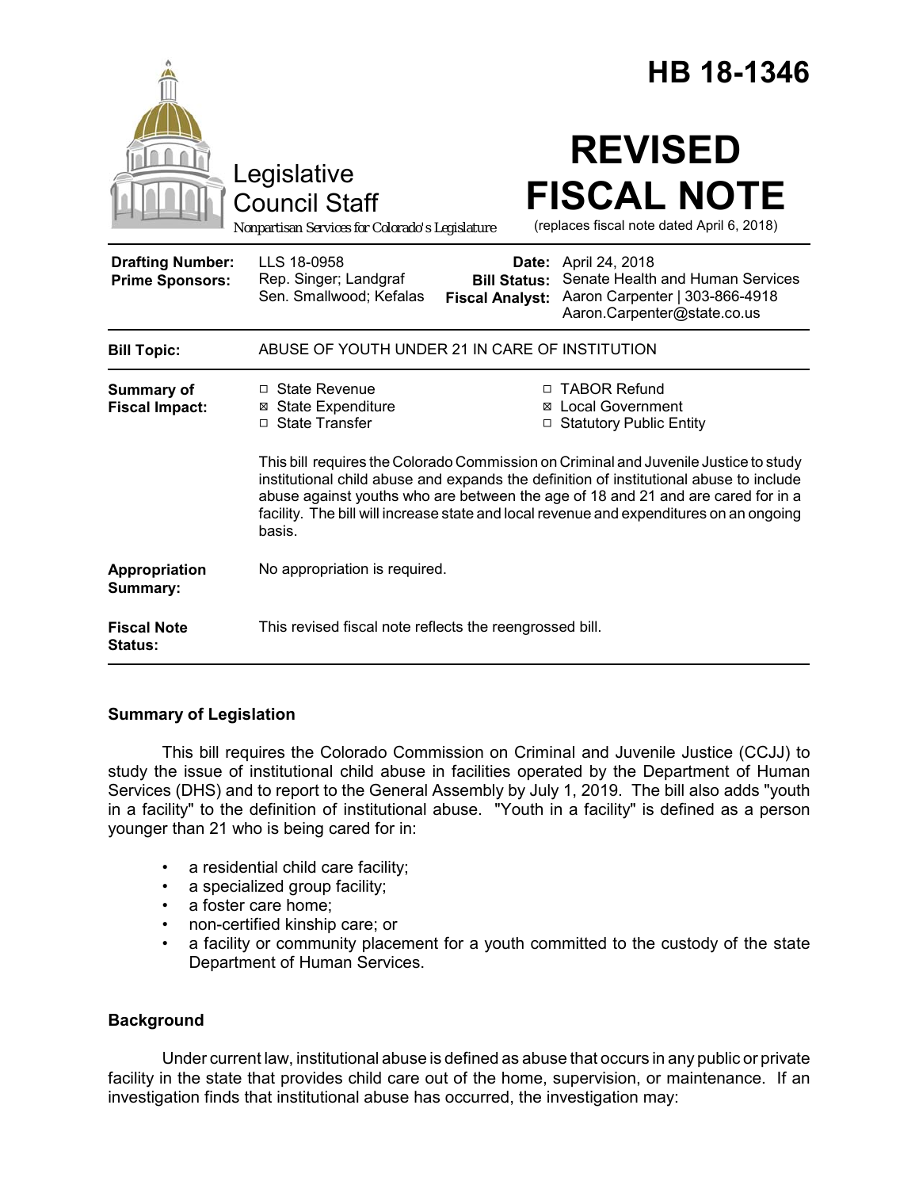# HB 18-1346

Legislative Council Staff

*Nonpartisan Services for Colorado's Legislature*

# REVISED FISCAL NOTE

(replaces fiscal note dated April 6, 2018)

| | | | |
|---|---|---|---|
| **Drafting Number:** | LLS 18-0958 | **Date:** | April 24, 2018 |
| **Prime Sponsors:** | Rep. Singer; Landgraf<br>Sen. Smallwood; Kefalas | **Bill Status:** | Senate Health and Human Services |
| | | **Fiscal Analyst:** | Aaron Carpenter \| 303-866-4918<br>Aaron.Carpenter@state.co.us |

| | |
|---|---|
| **Bill Topic:** | ABUSE OF YOUTH UNDER 21 IN CARE OF INSTITUTION |
| **Summary of Fiscal Impact:** | ☐ State Revenue ☒ State Expenditure ☐ State Transfer ☐ TABOR Refund ☒ Local Government ☐ Statutory Public Entity<br><br>This bill requires the Colorado Commission on Criminal and Juvenile Justice to study institutional child abuse and expands the definition of institutional abuse to include abuse against youths who are between the age of 18 and 21 and are cared for in a facility. The bill will increase state and local revenue and expenditures on an ongoing basis. |
| **Appropriation Summary:** | No appropriation is required. |
| **Fiscal Note Status:** | This revised fiscal note reflects the reengrossed bill. |

## Summary of Legislation

This bill requires the Colorado Commission on Criminal and Juvenile Justice (CCJJ) to study the issue of institutional child abuse in facilities operated by the Department of Human Services (DHS) and to report to the General Assembly by July 1, 2019. The bill also adds "youth in a facility" to the definition of institutional abuse. "Youth in a facility" is defined as a person younger than 21 who is being cared for in:

- a residential child care facility;
- a specialized group facility;
- a foster care home;
- non-certified kinship care; or
- a facility or community placement for a youth committed to the custody of the state Department of Human Services.

## Background

Under current law, institutional abuse is defined as abuse that occurs in any public or private facility in the state that provides child care out of the home, supervision, or maintenance. If an investigation finds that institutional abuse has occurred, the investigation may: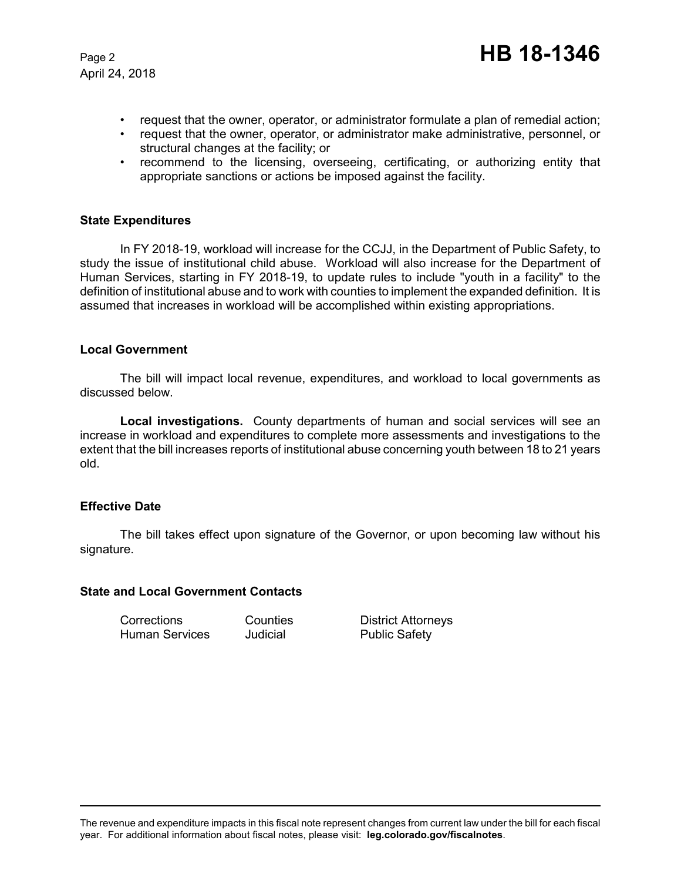- request that the owner, operator, or administrator formulate a plan of remedial action;
- request that the owner, operator, or administrator make administrative, personnel, or structural changes at the facility; or
- recommend to the licensing, overseeing, certificating, or authorizing entity that appropriate sanctions or actions be imposed against the facility.

### State Expenditures

In FY 2018-19, workload will increase for the CCJJ, in the Department of Public Safety, to study the issue of institutional child abuse. Workload will also increase for the Department of Human Services, starting in FY 2018-19, to update rules to include "youth in a facility" to the definition of institutional abuse and to work with counties to implement the expanded definition. It is assumed that increases in workload will be accomplished within existing appropriations.

### Local Government

The bill will impact local revenue, expenditures, and workload to local governments as discussed below.

**Local investigations.** County departments of human and social services will see an increase in workload and expenditures to complete more assessments and investigations to the extent that the bill increases reports of institutional abuse concerning youth between 18 to 21 years old.

### Effective Date

The bill takes effect upon signature of the Governor, or upon becoming law without his signature.

### State and Local Government Contacts

| | | |
|---|---|---|
| Corrections | Counties | District Attorneys |
| Human Services | Judicial | Public Safety |

The revenue and expenditure impacts in this fiscal note represent changes from current law under the bill for each fiscal year. For additional information about fiscal notes, please visit: **leg.colorado.gov/fiscalnotes**.